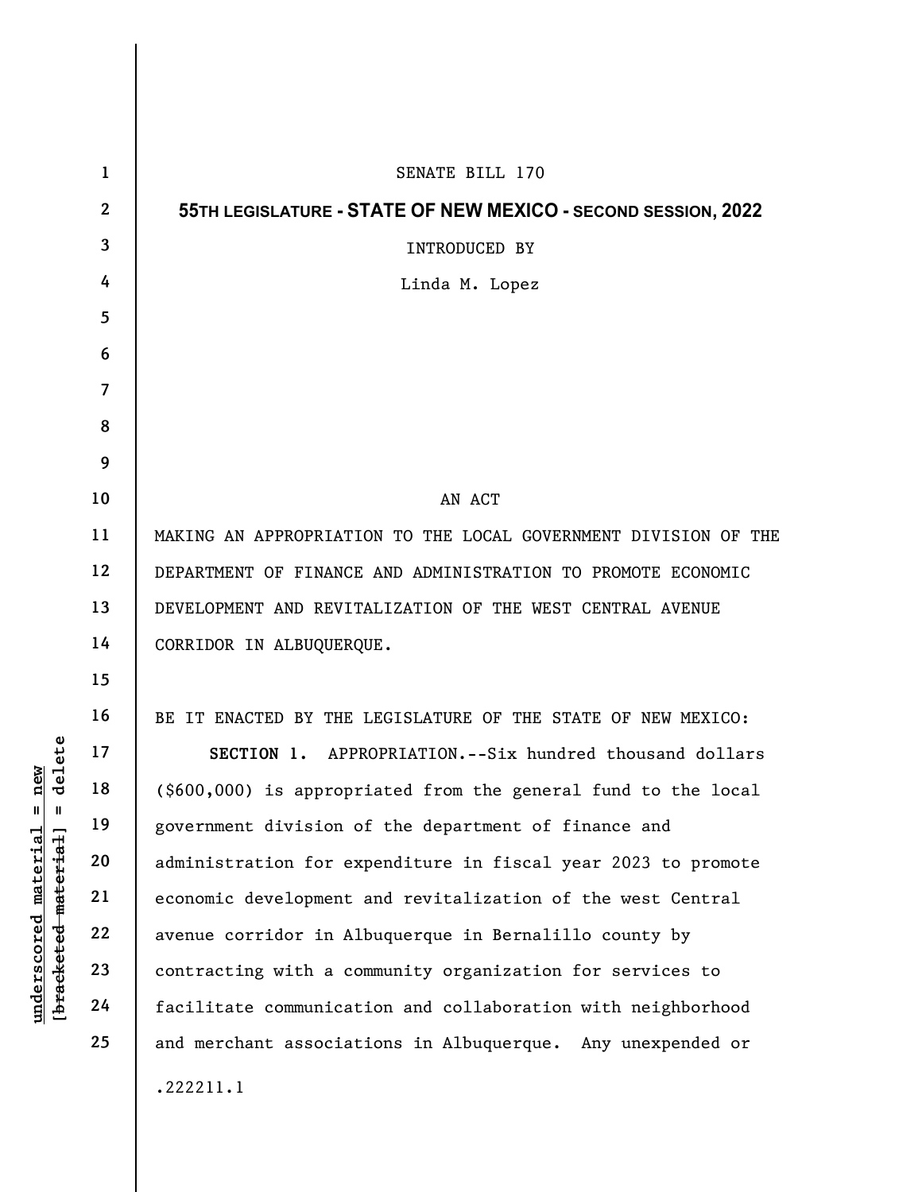SENATE BILL 170

**55TH LEGISLATURE - STATE OF NEW MEXICO - SECOND SESSION, 2022**

INTRODUCED BY

Linda M. Lopez

AN ACT

MAKING AN APPROPRIATION TO THE LOCAL GOVERNMENT DIVISION OF THE DEPARTMENT OF FINANCE AND ADMINISTRATION TO PROMOTE ECONOMIC DEVELOPMENT AND REVITALIZATION OF THE WEST CENTRAL AVENUE CORRIDOR IN ALBUQUERQUE.

BE IT ENACTED BY THE LEGISLATURE OF THE STATE OF NEW MEXICO:

**SECTION 1.** APPROPRIATION.--Six hundred thousand dollars ($600,000) is appropriated from the general fund to the local government division of the department of finance and administration for expenditure in fiscal year 2023 to promote economic development and revitalization of the west Central avenue corridor in Albuquerque in Bernalillo county by contracting with a community organization for services to facilitate communication and collaboration with neighborhood and merchant associations in Albuquerque. Any unexpended or

.222211.1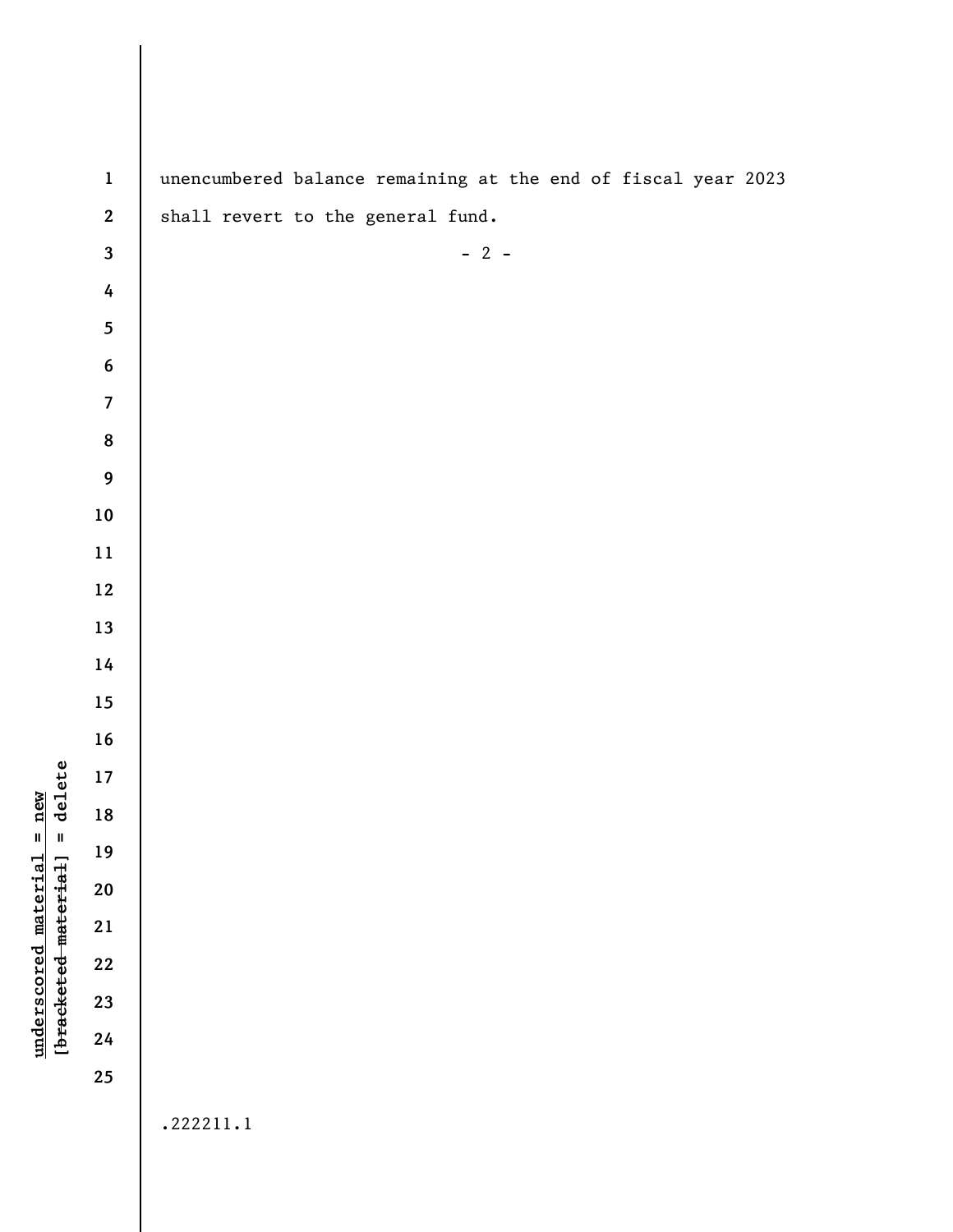unencumbered balance remaining at the end of fiscal year 2023 shall revert to the general fund.

.222211.1